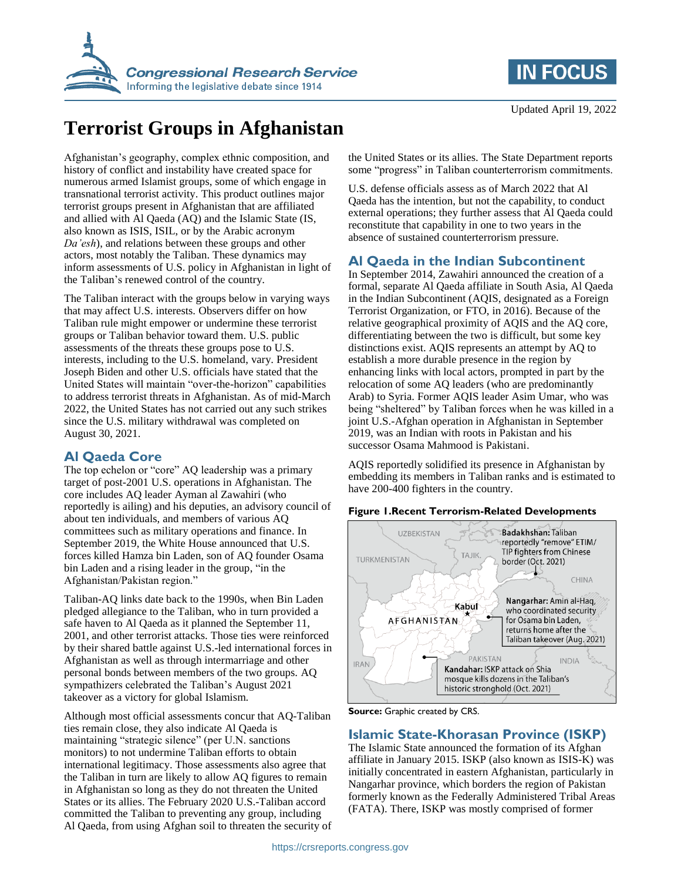Updated April 19, 2022

# Terrorist Groups in Afghanistan

Afghanistan's geography, complex ethnic composition, and history of conflict and instability have created space for numerous armed Islamist groups, some of which engage in transnational terrorist activity. This product outlines major terrorist groups present in Afghanistan that are affiliated and allied with Al Qaeda (AQ) and the Islamic State (IS, also known as ISIS, ISIL, or by the Arabic acronym *Da'esh*), and relations between these groups and other actors, most notably the Taliban. These dynamics may inform assessments of U.S. policy in Afghanistan in light of the Taliban's renewed control of the country.

The Taliban interact with the groups below in varying ways that may affect U.S. interests. Observers differ on how Taliban rule might empower or undermine these terrorist groups or Taliban behavior toward them. U.S. public assessments of the threats these groups pose to U.S. interests, including to the U.S. homeland, vary. President Joseph Biden and other U.S. officials have stated that the United States will maintain "over-the-horizon" capabilities to address terrorist threats in Afghanistan. As of mid-March 2022, the United States has not carried out any such strikes since the U.S. military withdrawal was completed on August 30, 2021.

## Al Qaeda Core

The top echelon or "core" AQ leadership was a primary target of post-2001 U.S. operations in Afghanistan. The core includes AQ leader Ayman al Zawahiri (who reportedly is ailing) and his deputies, an advisory council of about ten individuals, and members of various AQ committees such as military operations and finance. In September 2019, the White House announced that U.S. forces killed Hamza bin Laden, son of AQ founder Osama bin Laden and a rising leader in the group, "in the Afghanistan/Pakistan region."

Taliban-AQ links date back to the 1990s, when Bin Laden pledged allegiance to the Taliban, who in turn provided a safe haven to Al Qaeda as it planned the September 11, 2001, and other terrorist attacks. Those ties were reinforced by their shared battle against U.S.-led international forces in Afghanistan as well as through intermarriage and other personal bonds between members of the two groups. AQ sympathizers celebrated the Taliban's August 2021 takeover as a victory for global Islamism.

Although most official assessments concur that AQ-Taliban ties remain close, they also indicate Al Qaeda is maintaining "strategic silence" (per U.N. sanctions monitors) to not undermine Taliban efforts to obtain international legitimacy. Those assessments also agree that the Taliban in turn are likely to allow AQ figures to remain in Afghanistan so long as they do not threaten the United States or its allies. The February 2020 U.S.-Taliban accord committed the Taliban to preventing any group, including Al Qaeda, from using Afghan soil to threaten the security of the United States or its allies. The State Department reports some "progress" in Taliban counterterrorism commitments.

U.S. defense officials assess as of March 2022 that Al Qaeda has the intention, but not the capability, to conduct external operations; they further assess that Al Qaeda could reconstitute that capability in one to two years in the absence of sustained counterterrorism pressure.

## Al Qaeda in the Indian Subcontinent

In September 2014, Zawahiri announced the creation of a formal, separate Al Qaeda affiliate in South Asia, Al Qaeda in the Indian Subcontinent (AQIS, designated as a Foreign Terrorist Organization, or FTO, in 2016). Because of the relative geographical proximity of AQIS and the AQ core, differentiating between the two is difficult, but some key distinctions exist. AQIS represents an attempt by AQ to establish a more durable presence in the region by enhancing links with local actors, prompted in part by the relocation of some AQ leaders (who are predominantly Arab) to Syria. Former AQIS leader Asim Umar, who was being "sheltered" by Taliban forces when he was killed in a joint U.S.-Afghan operation in Afghanistan in September 2019, was an Indian with roots in Pakistan and his successor Osama Mahmood is Pakistani.

AQIS reportedly solidified its presence in Afghanistan by embedding its members in Taliban ranks and is estimated to have 200-400 fighters in the country.

**Figure 1. Recent Terrorism-Related Developments**

- **Badakhshan:** Taliban reportedly "remove" ETIM/TIP fighters from Chinese border (Oct. 2021)
- **Nangarhar:** Amin al-Haq, who coordinated security for Osama bin Laden, returns home after the Taliban takeover (Aug. 2021)
- **Kandahar:** ISKP attack on Shia mosque kills dozens in the Taliban's historic stronghold (Oct. 2021)

**Source:** Graphic created by CRS.

## Islamic State-Khorasan Province (ISKP)

The Islamic State announced the formation of its Afghan affiliate in January 2015. ISKP (also known as ISIS-K) was initially concentrated in eastern Afghanistan, particularly in Nangarhar province, which borders the region of Pakistan formerly known as the Federally Administered Tribal Areas (FATA). There, ISKP was mostly comprised of former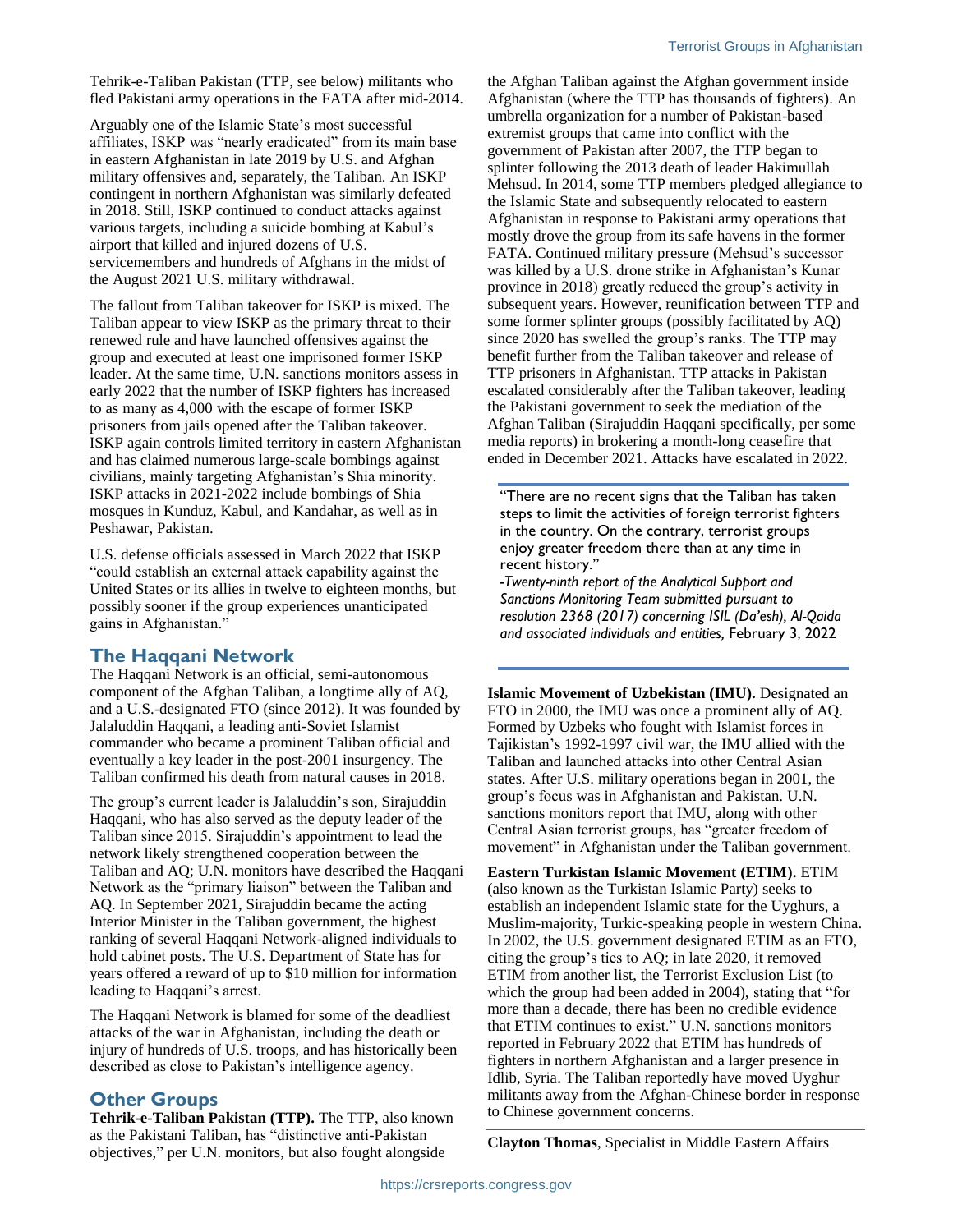Tehrik-e-Taliban Pakistan (TTP, see below) militants who fled Pakistani army operations in the FATA after mid-2014.

Arguably one of the Islamic State's most successful affiliates, ISKP was "nearly eradicated" from its main base in eastern Afghanistan in late 2019 by U.S. and Afghan military offensives and, separately, the Taliban. An ISKP contingent in northern Afghanistan was similarly defeated in 2018. Still, ISKP continued to conduct attacks against various targets, including a suicide bombing at Kabul's airport that killed and injured dozens of U.S. servicemembers and hundreds of Afghans in the midst of the August 2021 U.S. military withdrawal.

The fallout from Taliban takeover for ISKP is mixed. The Taliban appear to view ISKP as the primary threat to their renewed rule and have launched offensives against the group and executed at least one imprisoned former ISKP leader. At the same time, U.N. sanctions monitors assess in early 2022 that the number of ISKP fighters has increased to as many as 4,000 with the escape of former ISKP prisoners from jails opened after the Taliban takeover. ISKP again controls limited territory in eastern Afghanistan and has claimed numerous large-scale bombings against civilians, mainly targeting Afghanistan's Shia minority. ISKP attacks in 2021-2022 include bombings of Shia mosques in Kunduz, Kabul, and Kandahar, as well as in Peshawar, Pakistan.

U.S. defense officials assessed in March 2022 that ISKP "could establish an external attack capability against the United States or its allies in twelve to eighteen months, but possibly sooner if the group experiences unanticipated gains in Afghanistan."

## The Haqqani Network

The Haqqani Network is an official, semi-autonomous component of the Afghan Taliban, a longtime ally of AQ, and a U.S.-designated FTO (since 2012). It was founded by Jalaluddin Haqqani, a leading anti-Soviet Islamist commander who became a prominent Taliban official and eventually a key leader in the post-2001 insurgency. The Taliban confirmed his death from natural causes in 2018.

The group's current leader is Jalaluddin's son, Sirajuddin Haqqani, who has also served as the deputy leader of the Taliban since 2015. Sirajuddin's appointment to lead the network likely strengthened cooperation between the Taliban and AQ; U.N. monitors have described the Haqqani Network as the "primary liaison" between the Taliban and AQ. In September 2021, Sirajuddin became the acting Interior Minister in the Taliban government, the highest ranking of several Haqqani Network-aligned individuals to hold cabinet posts. The U.S. Department of State has for years offered a reward of up to $10 million for information leading to Haqqani's arrest.

The Haqqani Network is blamed for some of the deadliest attacks of the war in Afghanistan, including the death or injury of hundreds of U.S. troops, and has historically been described as close to Pakistan's intelligence agency.

## Other Groups

**Tehrik-e-Taliban Pakistan (TTP).** The TTP, also known as the Pakistani Taliban, has "distinctive anti-Pakistan objectives," per U.N. monitors, but also fought alongside the Afghan Taliban against the Afghan government inside Afghanistan (where the TTP has thousands of fighters). An umbrella organization for a number of Pakistan-based extremist groups that came into conflict with the government of Pakistan after 2007, the TTP began to splinter following the 2013 death of leader Hakimullah Mehsud. In 2014, some TTP members pledged allegiance to the Islamic State and subsequently relocated to eastern Afghanistan in response to Pakistani army operations that mostly drove the group from its safe havens in the former FATA. Continued military pressure (Mehsud's successor was killed by a U.S. drone strike in Afghanistan's Kunar province in 2018) greatly reduced the group's activity in subsequent years. However, reunification between TTP and some former splinter groups (possibly facilitated by AQ) since 2020 has swelled the group's ranks. The TTP may benefit further from the Taliban takeover and release of TTP prisoners in Afghanistan. TTP attacks in Pakistan escalated considerably after the Taliban takeover, leading the Pakistani government to seek the mediation of the Afghan Taliban (Sirajuddin Haqqani specifically, per some media reports) in brokering a month-long ceasefire that ended in December 2021. Attacks have escalated in 2022.

> "There are no recent signs that the Taliban has taken steps to limit the activities of foreign terrorist fighters in the country. On the contrary, terrorist groups enjoy greater freedom there than at any time in recent history."
>
> *-Twenty-ninth report of the Analytical Support and Sanctions Monitoring Team submitted pursuant to resolution 2368 (2017) concerning ISIL (Da'esh), Al-Qaida and associated individuals and entities,* February 3, 2022

**Islamic Movement of Uzbekistan (IMU).** Designated an FTO in 2000, the IMU was once a prominent ally of AQ. Formed by Uzbeks who fought with Islamist forces in Tajikistan's 1992-1997 civil war, the IMU allied with the Taliban and launched attacks into other Central Asian states. After U.S. military operations began in 2001, the group's focus was in Afghanistan and Pakistan. U.N. sanctions monitors report that IMU, along with other Central Asian terrorist groups, has "greater freedom of movement" in Afghanistan under the Taliban government.

**Eastern Turkistan Islamic Movement (ETIM).** ETIM (also known as the Turkistan Islamic Party) seeks to establish an independent Islamic state for the Uyghurs, a Muslim-majority, Turkic-speaking people in western China. In 2002, the U.S. government designated ETIM as an FTO, citing the group's ties to AQ; in late 2020, it removed ETIM from another list, the Terrorist Exclusion List (to which the group had been added in 2004), stating that "for more than a decade, there has been no credible evidence that ETIM continues to exist." U.N. sanctions monitors reported in February 2022 that ETIM has hundreds of fighters in northern Afghanistan and a larger presence in Idlib, Syria. The Taliban reportedly have moved Uyghur militants away from the Afghan-Chinese border in response to Chinese government concerns.

---

**Clayton Thomas**, Specialist in Middle Eastern Affairs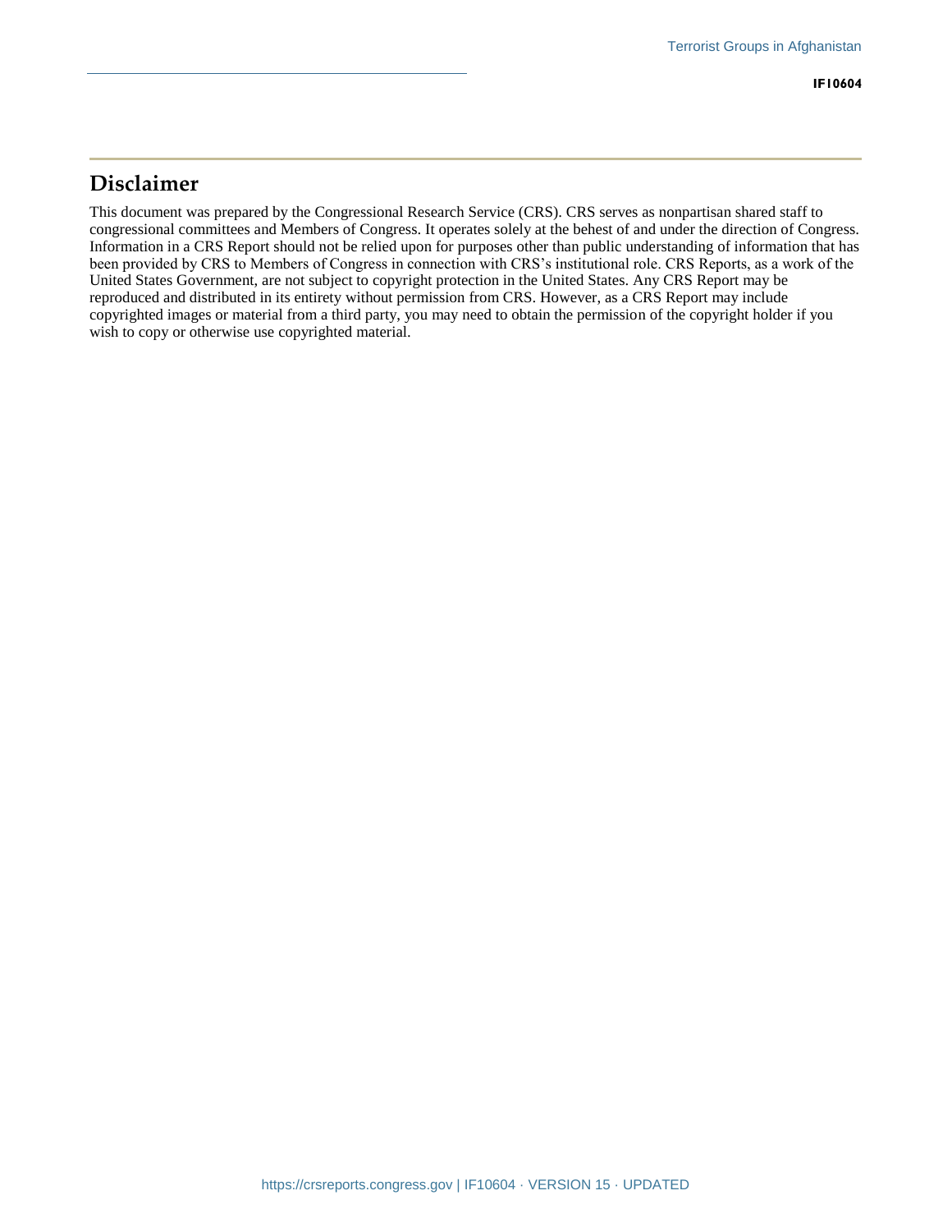## Disclaimer

This document was prepared by the Congressional Research Service (CRS). CRS serves as nonpartisan shared staff to congressional committees and Members of Congress. It operates solely at the behest of and under the direction of Congress. Information in a CRS Report should not be relied upon for purposes other than public understanding of information that has been provided by CRS to Members of Congress in connection with CRS's institutional role. CRS Reports, as a work of the United States Government, are not subject to copyright protection in the United States. Any CRS Report may be reproduced and distributed in its entirety without permission from CRS. However, as a CRS Report may include copyrighted images or material from a third party, you may need to obtain the permission of the copyright holder if you wish to copy or otherwise use copyrighted material.